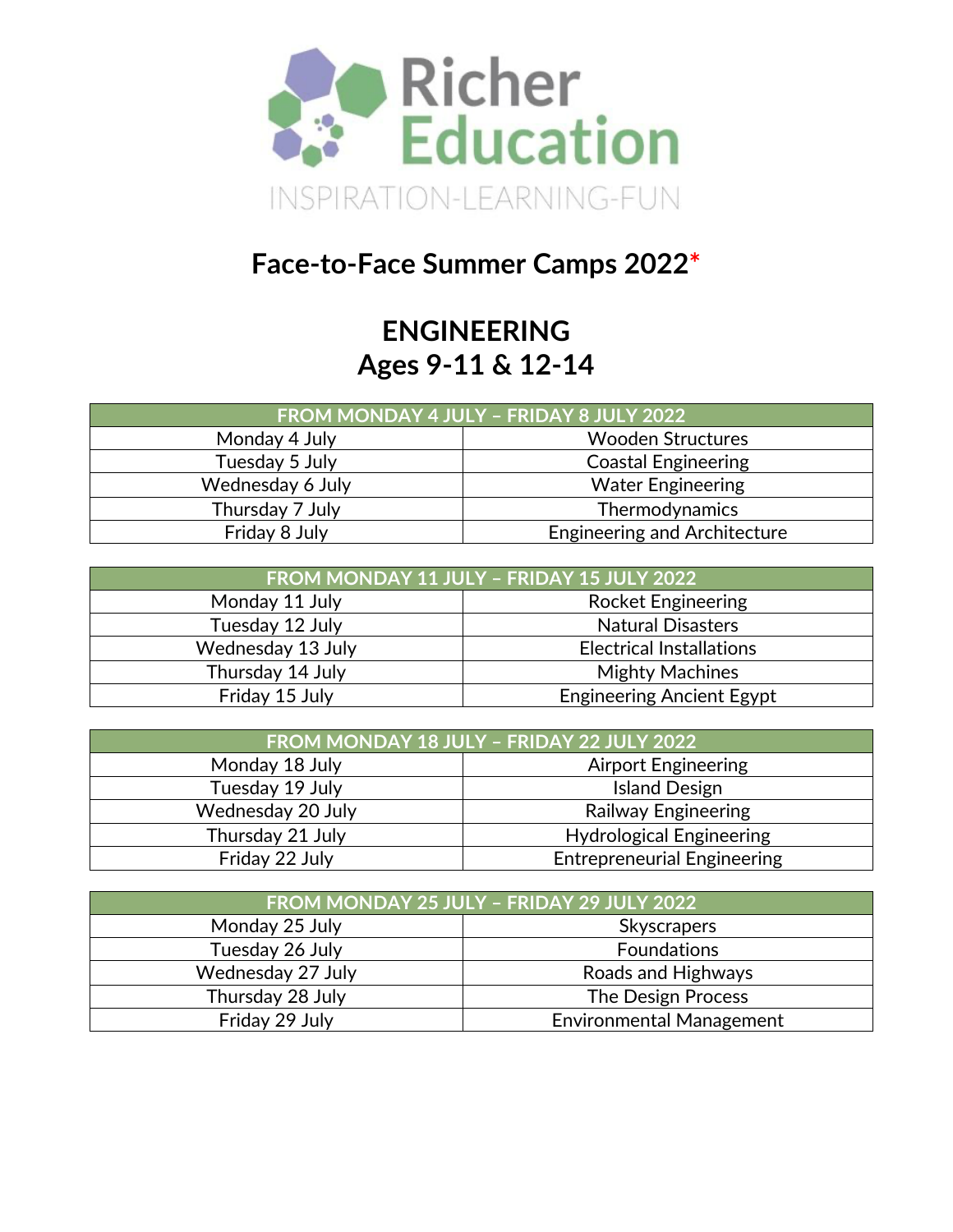Richer Education

INSPIRATION-LEARNING-FUN

# Face-to-Face Summer Camps 2022*

## ENGINEERING
## Ages 9-11 & 12-14

| FROM MONDAY 4 JULY – FRIDAY 8 JULY 2022 | |
|---|---|
| Monday 4 July | Wooden Structures |
| Tuesday 5 July | Coastal Engineering |
| Wednesday 6 July | Water Engineering |
| Thursday 7 July | Thermodynamics |
| Friday 8 July | Engineering and Architecture |

| FROM MONDAY 11 JULY – FRIDAY 15 JULY 2022 | |
|---|---|
| Monday 11 July | Rocket Engineering |
| Tuesday 12 July | Natural Disasters |
| Wednesday 13 July | Electrical Installations |
| Thursday 14 July | Mighty Machines |
| Friday 15 July | Engineering Ancient Egypt |

| FROM MONDAY 18 JULY – FRIDAY 22 JULY 2022 | |
|---|---|
| Monday 18 July | Airport Engineering |
| Tuesday 19 July | Island Design |
| Wednesday 20 July | Railway Engineering |
| Thursday 21 July | Hydrological Engineering |
| Friday 22 July | Entrepreneurial Engineering |

| FROM MONDAY 25 JULY – FRIDAY 29 JULY 2022 | |
|---|---|
| Monday 25 July | Skyscrapers |
| Tuesday 26 July | Foundations |
| Wednesday 27 July | Roads and Highways |
| Thursday 28 July | The Design Process |
| Friday 29 July | Environmental Management |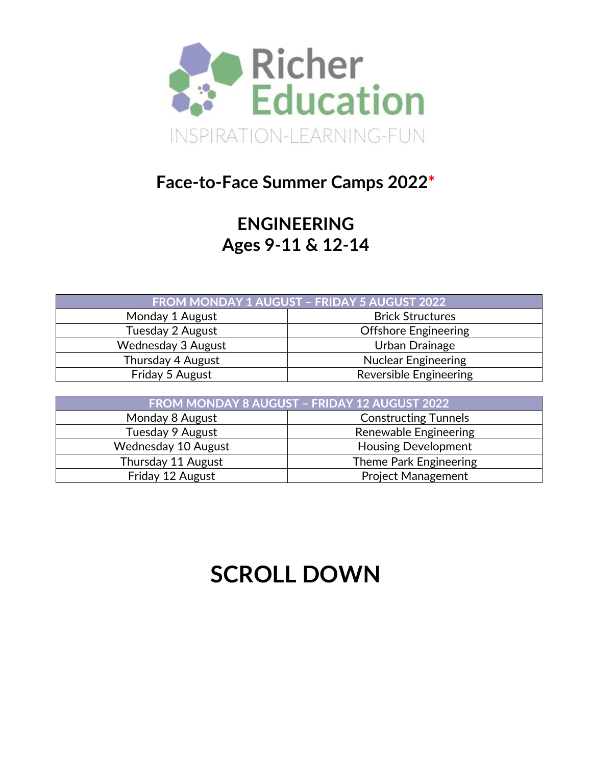Richer Education

INSPIRATION-LEARNING-FUN

## Face-to-Face Summer Camps 2022*

## ENGINEERING
## Ages 9-11 & 12-14

| FROM MONDAY 1 AUGUST – FRIDAY 5 AUGUST 2022 | |
|---|---|
| Monday 1 August | Brick Structures |
| Tuesday 2 August | Offshore Engineering |
| Wednesday 3 August | Urban Drainage |
| Thursday 4 August | Nuclear Engineering |
| Friday 5 August | Reversible Engineering |

| FROM MONDAY 8 AUGUST – FRIDAY 12 AUGUST 2022 | |
|---|---|
| Monday 8 August | Constructing Tunnels |
| Tuesday 9 August | Renewable Engineering |
| Wednesday 10 August | Housing Development |
| Thursday 11 August | Theme Park Engineering |
| Friday 12 August | Project Management |

# SCROLL DOWN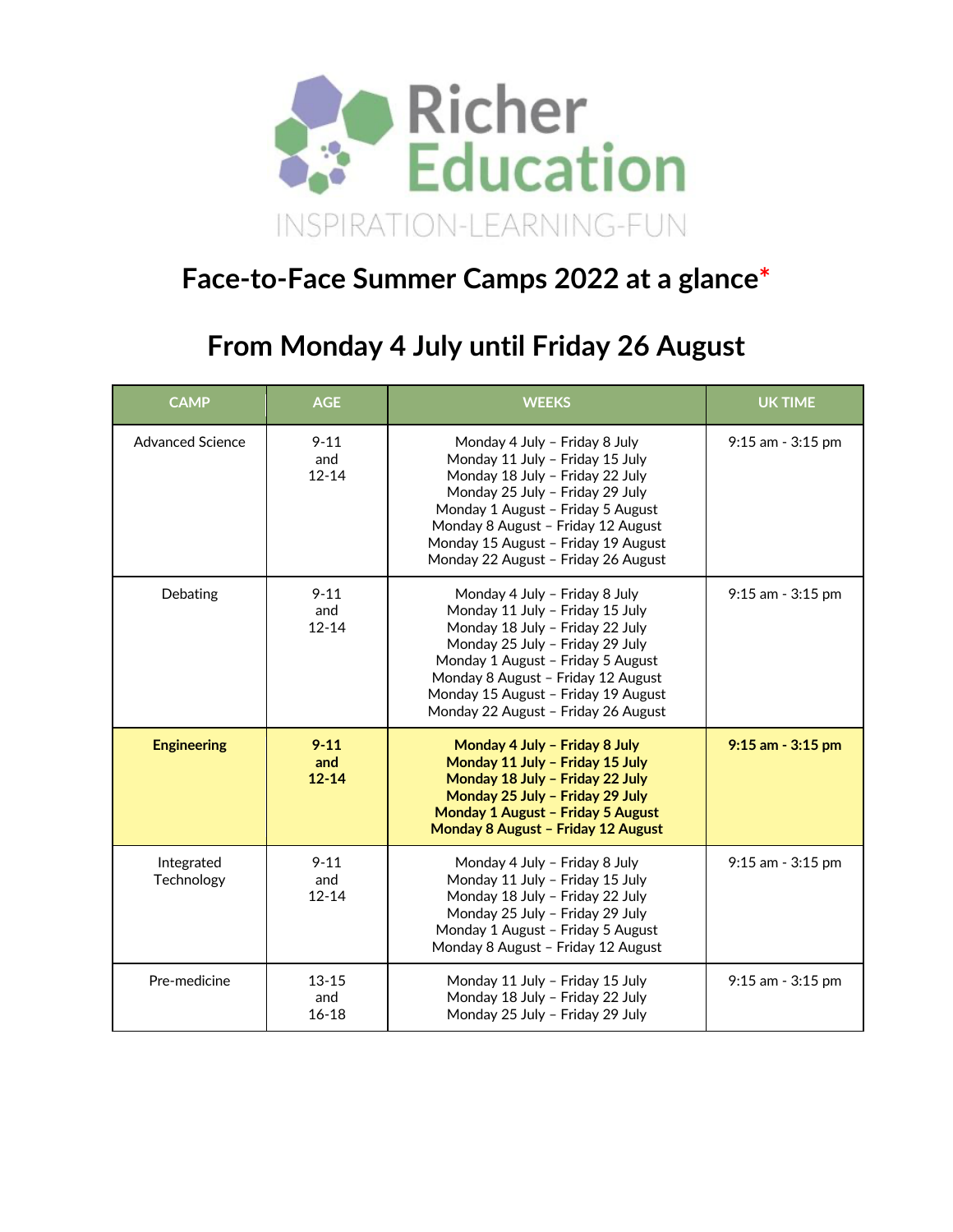Richer Education

INSPIRATION-LEARNING-FUN

## Face-to-Face Summer Camps 2022 at a glance*

## From Monday 4 July until Friday 26 August

| CAMP | AGE | WEEKS | UK TIME |
|---|---|---|---|
| Advanced Science | 9-11 and 12-14 | Monday 4 July – Friday 8 July<br>Monday 11 July – Friday 15 July<br>Monday 18 July – Friday 22 July<br>Monday 25 July – Friday 29 July<br>Monday 1 August – Friday 5 August<br>Monday 8 August – Friday 12 August<br>Monday 15 August – Friday 19 August<br>Monday 22 August – Friday 26 August | 9:15 am - 3:15 pm |
| Debating | 9-11 and 12-14 | Monday 4 July – Friday 8 July<br>Monday 11 July – Friday 15 July<br>Monday 18 July – Friday 22 July<br>Monday 25 July – Friday 29 July<br>Monday 1 August – Friday 5 August<br>Monday 8 August – Friday 12 August<br>Monday 15 August – Friday 19 August<br>Monday 22 August – Friday 26 August | 9:15 am - 3:15 pm |
| **Engineering** | **9-11 and 12-14** | **Monday 4 July – Friday 8 July<br>Monday 11 July – Friday 15 July<br>Monday 18 July – Friday 22 July<br>Monday 25 July – Friday 29 July<br>Monday 1 August – Friday 5 August<br>Monday 8 August – Friday 12 August** | **9:15 am - 3:15 pm** |
| Integrated Technology | 9-11 and 12-14 | Monday 4 July – Friday 8 July<br>Monday 11 July – Friday 15 July<br>Monday 18 July – Friday 22 July<br>Monday 25 July – Friday 29 July<br>Monday 1 August – Friday 5 August<br>Monday 8 August – Friday 12 August | 9:15 am - 3:15 pm |
| Pre-medicine | 13-15 and 16-18 | Monday 11 July – Friday 15 July<br>Monday 18 July – Friday 22 July<br>Monday 25 July – Friday 29 July | 9:15 am - 3:15 pm |